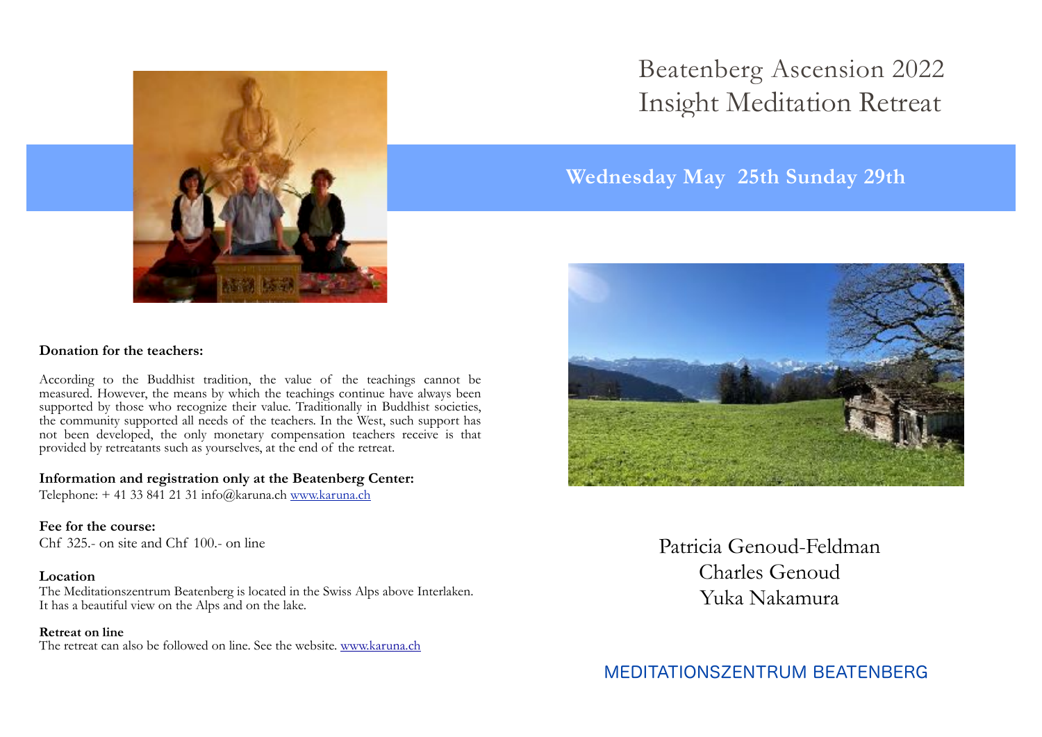# Beatenberg Ascension 2022
# Insight Meditation Retreat

## Wednesday May 25th Sunday 29th

**Donation for the teachers:**

According to the Buddhist tradition, the value of the teachings cannot be measured. However, the means by which the teachings continue have always been supported by those who recognize their value. Traditionally in Buddhist societies, the community supported all needs of the teachers. In the West, such support has not been developed, the only monetary compensation teachers receive is that provided by retreatants such as yourselves, at the end of the retreat.

**Information and registration only at the Beatenberg Center:**
Telephone: + 41 33 841 21 31 info@karuna.ch www.karuna.ch

**Fee for the course:**
Chf 325.- on site and Chf 100.- on line

**Location**
The Meditationszentrum Beatenberg is located in the Swiss Alps above Interlaken. It has a beautiful view on the Alps and on the lake.

**Retreat on line**
The retreat can also be followed on line. See the website. www.karuna.ch

Patricia Genoud-Feldman
Charles Genoud
Yuka Nakamura

MEDITATIONSZENTRUM BEATENBERG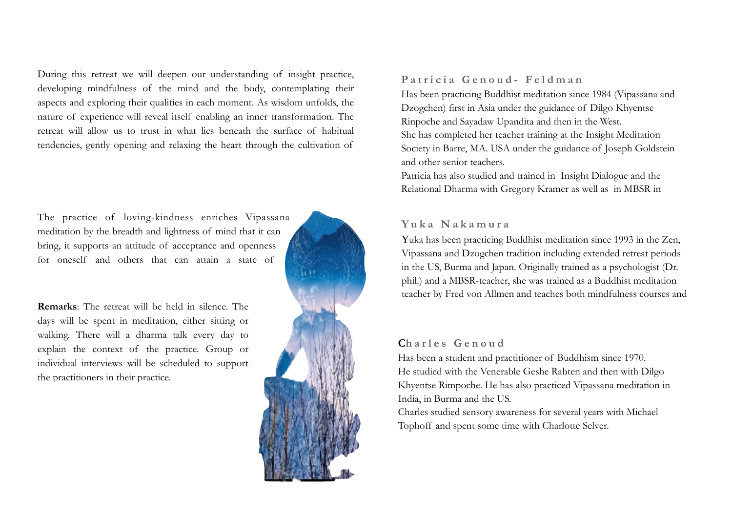During this retreat we will deepen our understanding of insight practice, developing mindfulness of the mind and the body, contemplating their aspects and exploring their qualities in each moment. As wisdom unfolds, the nature of experience will reveal itself enabling an inner transformation. The retreat will allow us to trust in what lies beneath the surface of habitual tendencies, gently opening and relaxing the heart through the cultivation of

The practice of loving-kindness enriches Vipassana meditation by the breadth and lightness of mind that it can bring, it supports an attitude of acceptance and openness for oneself and others that can attain a state of

**Remarks**: The retreat will be held in silence. The days will be spent in meditation, either sitting or walking. There will a dharma talk every day to explain the context of the practice. Group or individual interviews will be scheduled to support the practitioners in their practice.

### Patricia Genoud- Feldman

Has been practicing Buddhist meditation since 1984 (Vipassana and Dzogchen) first in Asia under the guidance of Dilgo Khyentse Rinpoche and Sayadaw Upandita and then in the West.
She has completed her teacher training at the Insight Meditation Society in Barre, MA. USA under the guidance of Joseph Goldstein and other senior teachers.
Patricia has also studied and trained in Insight Dialogue and the Relational Dharma with Gregory Kramer as well as in MBSR in

### Yuka Nakamura

Yuka has been practicing Buddhist meditation since 1993 in the Zen, Vipassana and Dzogchen tradition including extended retreat periods in the US, Burma and Japan. Originally trained as a psychologist (Dr. phil.) and a MBSR-teacher, she was trained as a Buddhist meditation teacher by Fred von Allmen and teaches both mindfulness courses and

### Charles Genoud

Has been a student and practitioner of Buddhism since 1970.
He studied with the Venerable Geshe Rabten and then with Dilgo Khyentse Rimpoche. He has also practiced Vipassana meditation in India, in Burma and the US.
Charles studied sensory awareness for several years with Michael Tophoff and spent some time with Charlotte Selver.